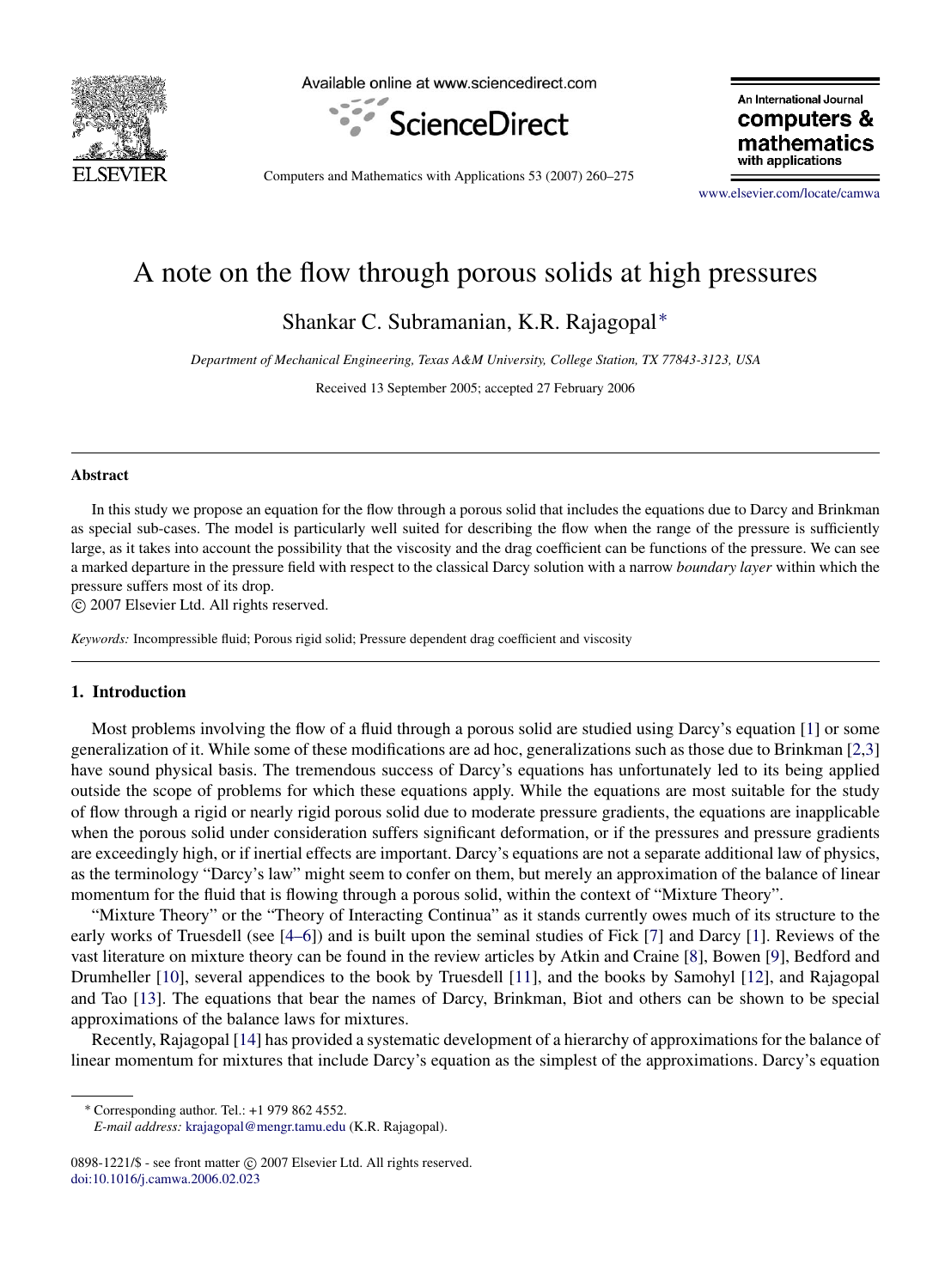# A note on the flow through porous solids at high pressures

Shankar C. Subramanian, K.R. Rajagopal*

*Department of Mechanical Engineering, Texas A&M University, College Station, TX 77843-3123, USA*

Received 13 September 2005; accepted 27 February 2006

## Abstract

In this study we propose an equation for the flow through a porous solid that includes the equations due to Darcy and Brinkman as special sub-cases. The model is particularly well suited for describing the flow when the range of the pressure is sufficiently large, as it takes into account the possibility that the viscosity and the drag coefficient can be functions of the pressure. We can see a marked departure in the pressure field with respect to the classical Darcy solution with a narrow *boundary layer* within which the pressure suffers most of its drop.

© 2007 Elsevier Ltd. All rights reserved.

*Keywords:* Incompressible fluid; Porous rigid solid; Pressure dependent drag coefficient and viscosity

## 1. Introduction

Most problems involving the flow of a fluid through a porous solid are studied using Darcy's equation [1] or some generalization of it. While some of these modifications are ad hoc, generalizations such as those due to Brinkman [2,3] have sound physical basis. The tremendous success of Darcy's equations has unfortunately led to its being applied outside the scope of problems for which these equations apply. While the equations are most suitable for the study of flow through a rigid or nearly rigid porous solid due to moderate pressure gradients, the equations are inapplicable when the porous solid under consideration suffers significant deformation, or if the pressures and pressure gradients are exceedingly high, or if inertial effects are important. Darcy's equations are not a separate additional law of physics, as the terminology "Darcy's law" might seem to confer on them, but merely an approximation of the balance of linear momentum for the fluid that is flowing through a porous solid, within the context of "Mixture Theory".

"Mixture Theory" or the "Theory of Interacting Continua" as it stands currently owes much of its structure to the early works of Truesdell (see [4–6]) and is built upon the seminal studies of Fick [7] and Darcy [1]. Reviews of the vast literature on mixture theory can be found in the review articles by Atkin and Craine [8], Bowen [9], Bedford and Drumheller [10], several appendices to the book by Truesdell [11], and the books by Samohyl [12], and Rajagopal and Tao [13]. The equations that bear the names of Darcy, Brinkman, Biot and others can be shown to be special approximations of the balance laws for mixtures.

Recently, Rajagopal [14] has provided a systematic development of a hierarchy of approximations for the balance of linear momentum for mixtures that include Darcy's equation as the simplest of the approximations. Darcy's equation

---

* Corresponding author. Tel.: +1 979 862 4552.
*E-mail address:* krajagopal@mengr.tamu.edu (K.R. Rajagopal).

0898-1221/$ - see front matter © 2007 Elsevier Ltd. All rights reserved.
doi:10.1016/j.camwa.2006.02.023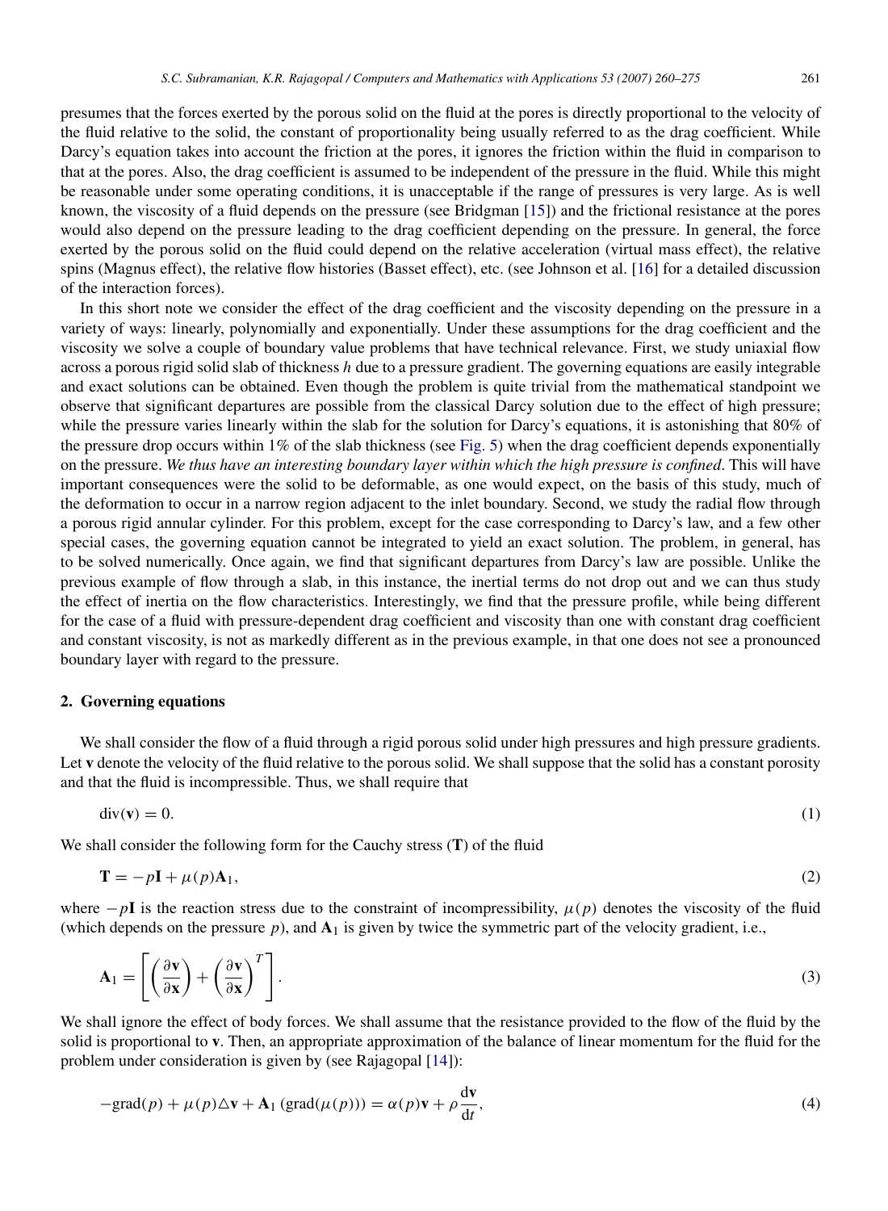presumes that the forces exerted by the porous solid on the fluid at the pores is directly proportional to the velocity of the fluid relative to the solid, the constant of proportionality being usually referred to as the drag coefficient. While Darcy's equation takes into account the friction at the pores, it ignores the friction within the fluid in comparison to that at the pores. Also, the drag coefficient is assumed to be independent of the pressure in the fluid. While this might be reasonable under some operating conditions, it is unacceptable if the range of pressures is very large. As is well known, the viscosity of a fluid depends on the pressure (see Bridgman [15]) and the frictional resistance at the pores would also depend on the pressure leading to the drag coefficient depending on the pressure. In general, the force exerted by the porous solid on the fluid could depend on the relative acceleration (virtual mass effect), the relative spins (Magnus effect), the relative flow histories (Basset effect), etc. (see Johnson et al. [16] for a detailed discussion of the interaction forces).

In this short note we consider the effect of the drag coefficient and the viscosity depending on the pressure in a variety of ways: linearly, polynomially and exponentially. Under these assumptions for the drag coefficient and the viscosity we solve a couple of boundary value problems that have technical relevance. First, we study uniaxial flow across a porous rigid solid slab of thickness $h$ due to a pressure gradient. The governing equations are easily integrable and exact solutions can be obtained. Even though the problem is quite trivial from the mathematical standpoint we observe that significant departures are possible from the classical Darcy solution due to the effect of high pressure; while the pressure varies linearly within the slab for the solution for Darcy's equations, it is astonishing that 80% of the pressure drop occurs within 1% of the slab thickness (see Fig. 5) when the drag coefficient depends exponentially on the pressure. *We thus have an interesting boundary layer within which the high pressure is confined*. This will have important consequences were the solid to be deformable, as one would expect, on the basis of this study, much of the deformation to occur in a narrow region adjacent to the inlet boundary. Second, we study the radial flow through a porous rigid annular cylinder. For this problem, except for the case corresponding to Darcy's law, and a few other special cases, the governing equation cannot be integrated to yield an exact solution. The problem, in general, has to be solved numerically. Once again, we find that significant departures from Darcy's law are possible. Unlike the previous example of flow through a slab, in this instance, the inertial terms do not drop out and we can thus study the effect of inertia on the flow characteristics. Interestingly, we find that the pressure profile, while being different for the case of a fluid with pressure-dependent drag coefficient and viscosity than one with constant drag coefficient and constant viscosity, is not as markedly different as in the previous example, in that one does not see a pronounced boundary layer with regard to the pressure.

## 2. Governing equations

We shall consider the flow of a fluid through a rigid porous solid under high pressures and high pressure gradients. Let $\mathbf{v}$ denote the velocity of the fluid relative to the porous solid. We shall suppose that the solid has a constant porosity and that the fluid is incompressible. Thus, we shall require that

$$\operatorname{div}(\mathbf{v}) = 0. \tag{1}$$

We shall consider the following form for the Cauchy stress ($\mathbf{T}$) of the fluid

$$\mathbf{T} = -p\mathbf{I} + \mu(p)\mathbf{A}_1, \tag{2}$$

where $-p\mathbf{I}$ is the reaction stress due to the constraint of incompressibility, $\mu(p)$ denotes the viscosity of the fluid (which depends on the pressure $p$), and $\mathbf{A}_1$ is given by twice the symmetric part of the velocity gradient, i.e.,

$$\mathbf{A}_1 = \left[\left(\frac{\partial \mathbf{v}}{\partial \mathbf{x}}\right) + \left(\frac{\partial \mathbf{v}}{\partial \mathbf{x}}\right)^T\right]. \tag{3}$$

We shall ignore the effect of body forces. We shall assume that the resistance provided to the flow of the fluid by the solid is proportional to $\mathbf{v}$. Then, an appropriate approximation of the balance of linear momentum for the fluid for the problem under consideration is given by (see Rajagopal [14]):

$$-\operatorname{grad}(p) + \mu(p)\triangle\mathbf{v} + \mathbf{A}_1\left(\operatorname{grad}(\mu(p))\right) = \alpha(p)\mathbf{v} + \rho\frac{\mathrm{d}\mathbf{v}}{\mathrm{d}t}, \tag{4}$$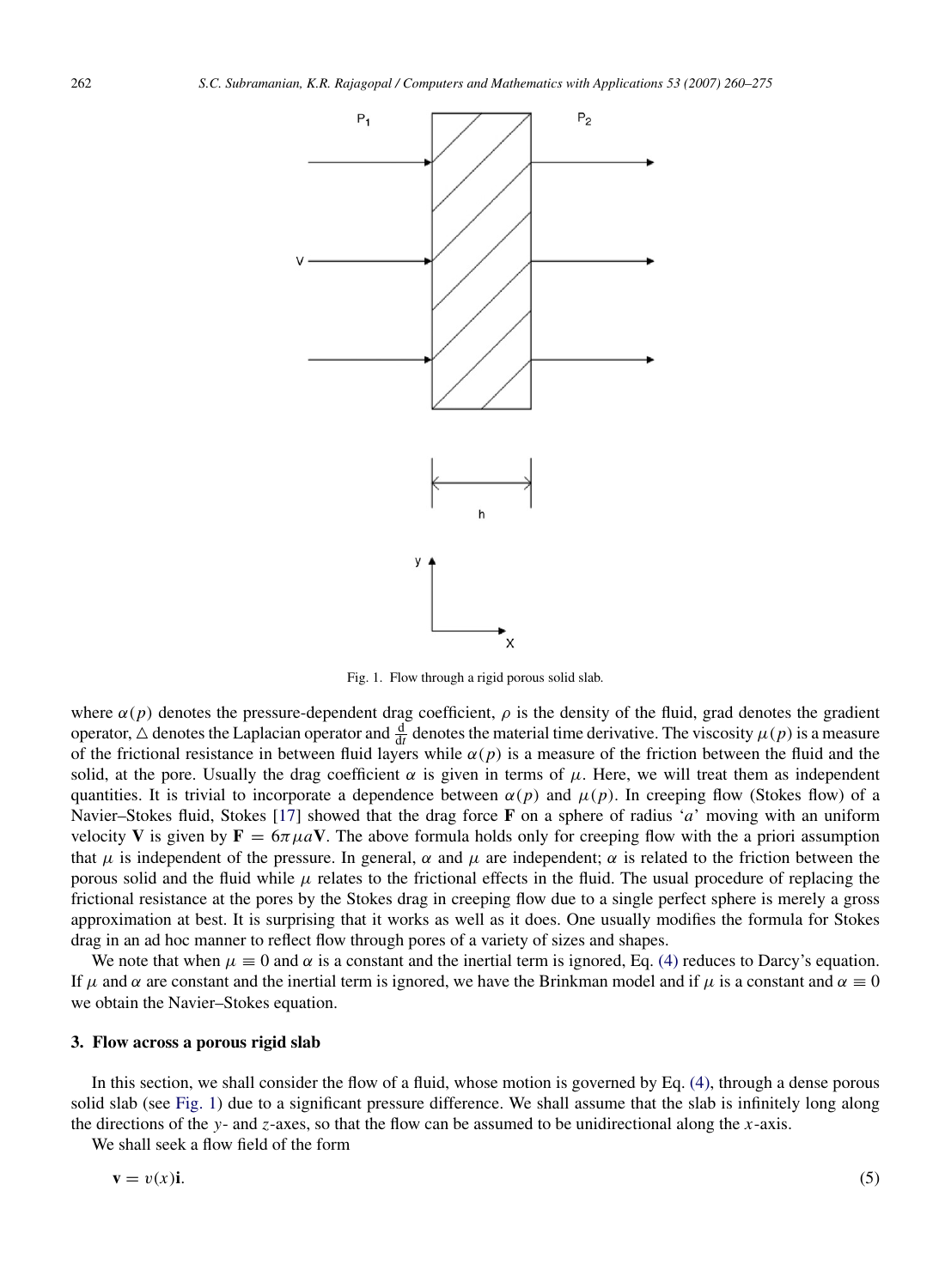Fig. 1. Flow through a rigid porous solid slab.

where $\alpha(p)$ denotes the pressure-dependent drag coefficient, $\rho$ is the density of the fluid, grad denotes the gradient operator, $\triangle$ denotes the Laplacian operator and $\frac{\mathrm{d}}{\mathrm{d}t}$ denotes the material time derivative. The viscosity $\mu(p)$ is a measure of the frictional resistance in between fluid layers while $\alpha(p)$ is a measure of the friction between the fluid and the solid, at the pore. Usually the drag coefficient $\alpha$ is given in terms of $\mu$. Here, we will treat them as independent quantities. It is trivial to incorporate a dependence between $\alpha(p)$ and $\mu(p)$. In creeping flow (Stokes flow) of a Navier–Stokes fluid, Stokes [17] showed that the drag force $\mathbf{F}$ on a sphere of radius '$a$' moving with an uniform velocity $\mathbf{V}$ is given by $\mathbf{F} = 6\pi\mu a\mathbf{V}$. The above formula holds only for creeping flow with the a priori assumption that $\mu$ is independent of the pressure. In general, $\alpha$ and $\mu$ are independent; $\alpha$ is related to the friction between the porous solid and the fluid while $\mu$ relates to the frictional effects in the fluid. The usual procedure of replacing the frictional resistance at the pores by the Stokes drag in creeping flow due to a single perfect sphere is merely a gross approximation at best. It is surprising that it works as well as it does. One usually modifies the formula for Stokes drag in an ad hoc manner to reflect flow through pores of a variety of sizes and shapes.

We note that when $\mu \equiv 0$ and $\alpha$ is a constant and the inertial term is ignored, Eq. (4) reduces to Darcy's equation. If $\mu$ and $\alpha$ are constant and the inertial term is ignored, we have the Brinkman model and if $\mu$ is a constant and $\alpha \equiv 0$ we obtain the Navier–Stokes equation.

## 3. Flow across a porous rigid slab

In this section, we shall consider the flow of a fluid, whose motion is governed by Eq. (4), through a dense porous solid slab (see Fig. 1) due to a significant pressure difference. We shall assume that the slab is infinitely long along the directions of the $y$- and $z$-axes, so that the flow can be assumed to be unidirectional along the $x$-axis.

We shall seek a flow field of the form

$$\mathbf{v} = v(x)\mathbf{i}. \tag{5}$$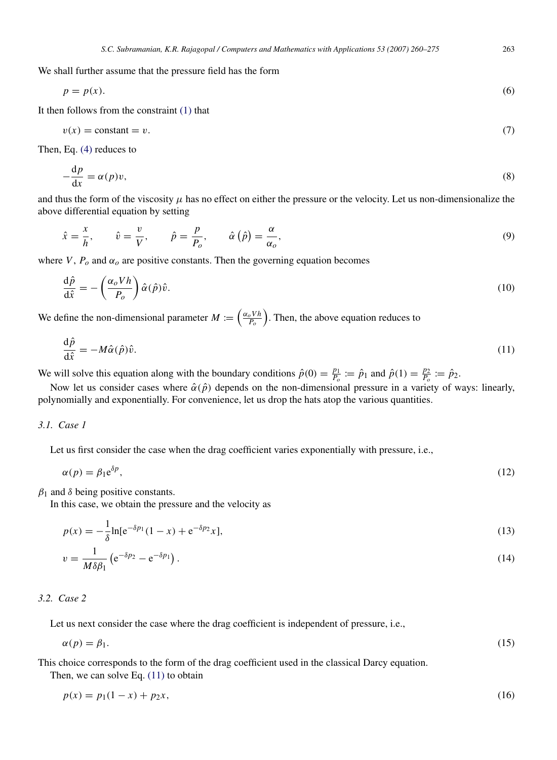We shall further assume that the pressure field has the form

$$p = p(x). \tag{6}$$

It then follows from the constraint (1) that

$$v(x) = \text{constant} = v. \tag{7}$$

Then, Eq. (4) reduces to

$$-\frac{\mathrm{d}p}{\mathrm{d}x} = \alpha(p)v, \tag{8}$$

and thus the form of the viscosity $\mu$ has no effect on either the pressure or the velocity. Let us non-dimensionalize the above differential equation by setting

$$\hat{x} = \frac{x}{h}, \qquad \hat{v} = \frac{v}{V}, \qquad \hat{p} = \frac{p}{P_o}, \qquad \hat{\alpha}\left(\hat{p}\right) = \frac{\alpha}{\alpha_o}, \tag{9}$$

where $V$, $P_o$ and $\alpha_o$ are positive constants. Then the governing equation becomes

$$\frac{\mathrm{d}\hat{p}}{\mathrm{d}\hat{x}} = -\left(\frac{\alpha_o V h}{P_o}\right)\hat{\alpha}(\hat{p})\hat{v}. \tag{10}$$

We define the non-dimensional parameter $M := \left(\frac{\alpha_o V h}{P_o}\right)$. Then, the above equation reduces to

$$\frac{\mathrm{d}\hat{p}}{\mathrm{d}\hat{x}} = -M\hat{\alpha}(\hat{p})\hat{v}. \tag{11}$$

We will solve this equation along with the boundary conditions $\hat{p}(0) = \frac{p_1}{P_o} := \hat{p}_1$ and $\hat{p}(1) = \frac{p_2}{P_o} := \hat{p}_2$.

Now let us consider cases where $\hat{\alpha}(\hat{p})$ depends on the non-dimensional pressure in a variety of ways: linearly, polynomially and exponentially. For convenience, let us drop the hats atop the various quantities.

### 3.1. Case 1

Let us first consider the case when the drag coefficient varies exponentially with pressure, i.e.,

$$\alpha(p) = \beta_1 \mathrm{e}^{\delta p}, \tag{12}$$

$\beta_1$ and $\delta$ being positive constants.

In this case, we obtain the pressure and the velocity as

$$p(x) = -\frac{1}{\delta}\ln[\mathrm{e}^{-\delta p_1}(1-x) + \mathrm{e}^{-\delta p_2}x], \tag{13}$$

$$v = \frac{1}{M\delta\beta_1}\left(\mathrm{e}^{-\delta p_2} - \mathrm{e}^{-\delta p_1}\right). \tag{14}$$

### 3.2. Case 2

Let us next consider the case where the drag coefficient is independent of pressure, i.e.,

$$\alpha(p) = \beta_1. \tag{15}$$

This choice corresponds to the form of the drag coefficient used in the classical Darcy equation.

Then, we can solve Eq. (11) to obtain

$$p(x) = p_1(1-x) + p_2 x, \tag{16}$$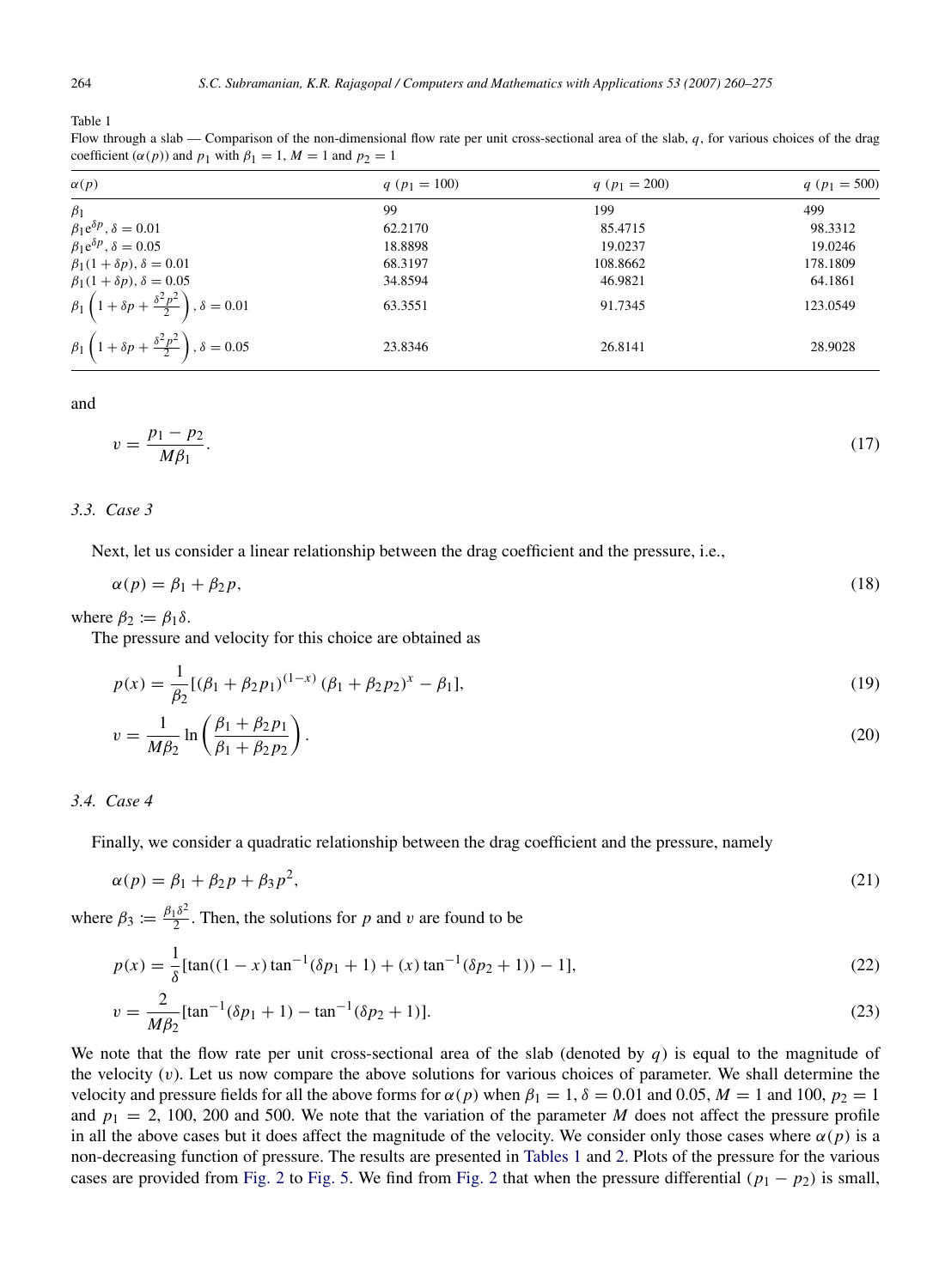Table 1
Flow through a slab — Comparison of the non-dimensional flow rate per unit cross-sectional area of the slab, $q$, for various choices of the drag coefficient ($\alpha(p)$) and $p_1$ with $\beta_1 = 1$, $M = 1$ and $p_2 = 1$

| $\alpha(p)$ | $q$ ($p_1 = 100$) | $q$ ($p_1 = 200$) | $q$ ($p_1 = 500$) |
|---|---|---|---|
| $\beta_1$ | 99 | 199 | 499 |
| $\beta_1 e^{\delta p}$, $\delta = 0.01$ | 62.2170 | 85.4715 | 98.3312 |
| $\beta_1 e^{\delta p}$, $\delta = 0.05$ | 18.8898 | 19.0237 | 19.0246 |
| $\beta_1(1 + \delta p)$, $\delta = 0.01$ | 68.3197 | 108.8662 | 178.1809 |
| $\beta_1(1 + \delta p)$, $\delta = 0.05$ | 34.8594 | 46.9821 | 64.1861 |
| $\beta_1 \left(1 + \delta p + \frac{\delta^2 p^2}{2}\right)$, $\delta = 0.01$ | 63.3551 | 91.7345 | 123.0549 |
| $\beta_1 \left(1 + \delta p + \frac{\delta^2 p^2}{2}\right)$, $\delta = 0.05$ | 23.8346 | 26.8141 | 28.9028 |

and

$$v = \frac{p_1 - p_2}{M\beta_1}. \tag{17}$$

### 3.3. Case 3

Next, let us consider a linear relationship between the drag coefficient and the pressure, i.e.,

$$\alpha(p) = \beta_1 + \beta_2 p, \tag{18}$$

where $\beta_2 := \beta_1 \delta$.

The pressure and velocity for this choice are obtained as

$$p(x) = \frac{1}{\beta_2}[(\beta_1 + \beta_2 p_1)^{(1-x)} (\beta_1 + \beta_2 p_2)^x - \beta_1], \tag{19}$$

$$v = \frac{1}{M\beta_2} \ln\left(\frac{\beta_1 + \beta_2 p_1}{\beta_1 + \beta_2 p_2}\right). \tag{20}$$

### 3.4. Case 4

Finally, we consider a quadratic relationship between the drag coefficient and the pressure, namely

$$\alpha(p) = \beta_1 + \beta_2 p + \beta_3 p^2, \tag{21}$$

where $\beta_3 := \frac{\beta_1 \delta^2}{2}$. Then, the solutions for $p$ and $v$ are found to be

$$p(x) = \frac{1}{\delta}[\tan((1 - x)\tan^{-1}(\delta p_1 + 1) + (x)\tan^{-1}(\delta p_2 + 1)) - 1], \tag{22}$$

$$v = \frac{2}{M\beta_2}[\tan^{-1}(\delta p_1 + 1) - \tan^{-1}(\delta p_2 + 1)]. \tag{23}$$

We note that the flow rate per unit cross-sectional area of the slab (denoted by $q$) is equal to the magnitude of the velocity ($v$). Let us now compare the above solutions for various choices of parameter. We shall determine the velocity and pressure fields for all the above forms for $\alpha(p)$ when $\beta_1 = 1$, $\delta = 0.01$ and $0.05$, $M = 1$ and $100$, $p_2 = 1$ and $p_1 = 2$, $100$, $200$ and $500$. We note that the variation of the parameter $M$ does not affect the pressure profile in all the above cases but it does affect the magnitude of the velocity. We consider only those cases where $\alpha(p)$ is a non-decreasing function of pressure. The results are presented in Tables 1 and 2. Plots of the pressure for the various cases are provided from Fig. 2 to Fig. 5. We find from Fig. 2 that when the pressure differential ($p_1 - p_2$) is small,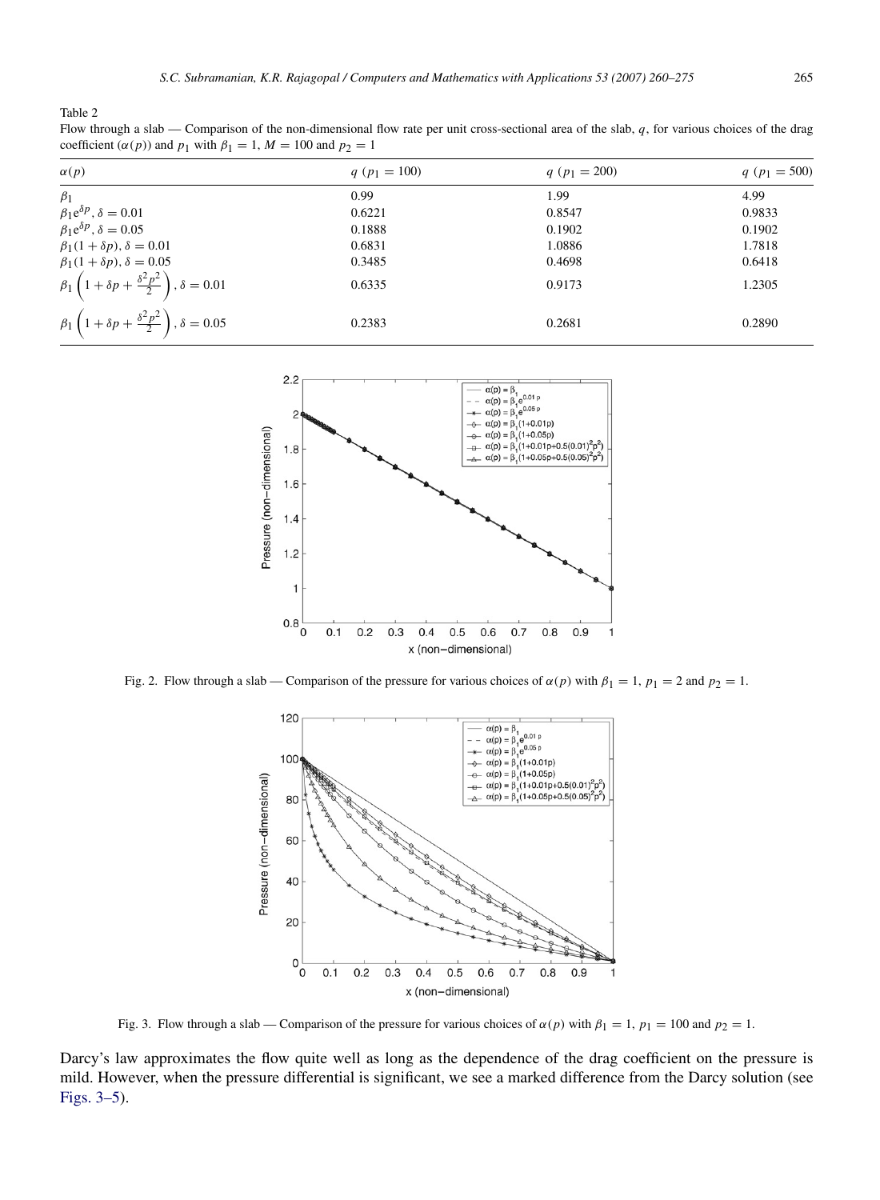Table 2

Flow through a slab — Comparison of the non-dimensional flow rate per unit cross-sectional area of the slab, $q$, for various choices of the drag coefficient ($\alpha(p)$) and $p_1$ with $\beta_1 = 1$, $M = 100$ and $p_2 = 1$

| $\alpha(p)$ | $q$ ($p_1 = 100$) | $q$ ($p_1 = 200$) | $q$ ($p_1 = 500$) |
|---|---|---|---|
| $\beta_1$ | 0.99 | 1.99 | 4.99 |
| $\beta_1 e^{\delta p}$, $\delta = 0.01$ | 0.6221 | 0.8547 | 0.9833 |
| $\beta_1 e^{\delta p}$, $\delta = 0.05$ | 0.1888 | 0.1902 | 0.1902 |
| $\beta_1(1 + \delta p)$, $\delta = 0.01$ | 0.6831 | 1.0886 | 1.7818 |
| $\beta_1(1 + \delta p)$, $\delta = 0.05$ | 0.3485 | 0.4698 | 0.6418 |
| $\beta_1\left(1 + \delta p + \frac{\delta^2 p^2}{2}\right)$, $\delta = 0.01$ | 0.6335 | 0.9173 | 1.2305 |
| $\beta_1\left(1 + \delta p + \frac{\delta^2 p^2}{2}\right)$, $\delta = 0.05$ | 0.2383 | 0.2681 | 0.2890 |

Fig. 2. Flow through a slab — Comparison of the pressure for various choices of $\alpha(p)$ with $\beta_1 = 1$, $p_1 = 2$ and $p_2 = 1$.

Fig. 3. Flow through a slab — Comparison of the pressure for various choices of $\alpha(p)$ with $\beta_1 = 1$, $p_1 = 100$ and $p_2 = 1$.

Darcy's law approximates the flow quite well as long as the dependence of the drag coefficient on the pressure is mild. However, when the pressure differential is significant, we see a marked difference from the Darcy solution (see Figs. 3–5).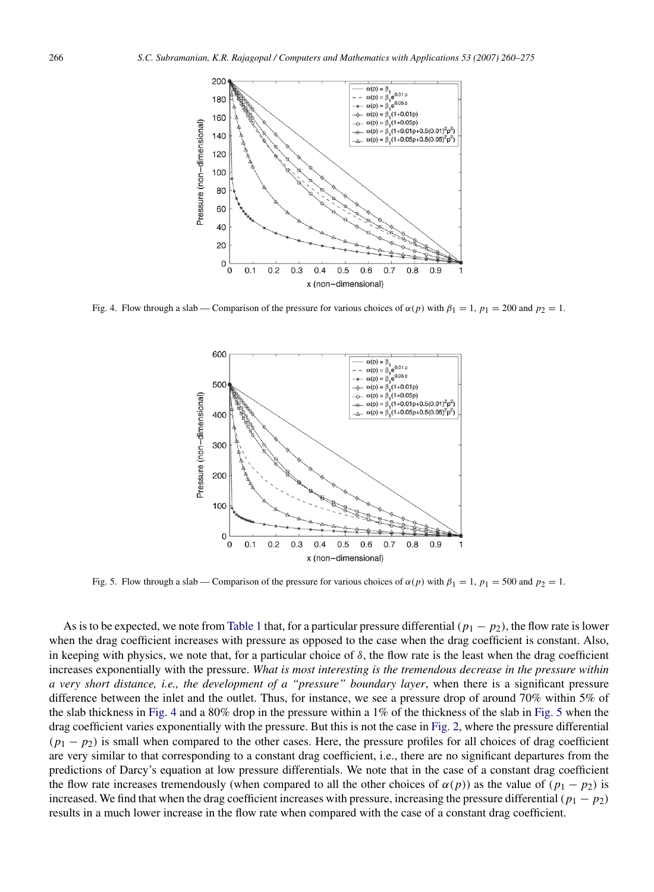Fig. 4. Flow through a slab — Comparison of the pressure for various choices of $\alpha(p)$ with $\beta_1 = 1$, $p_1 = 200$ and $p_2 = 1$.

Fig. 5. Flow through a slab — Comparison of the pressure for various choices of $\alpha(p)$ with $\beta_1 = 1$, $p_1 = 500$ and $p_2 = 1$.

As is to be expected, we note from Table 1 that, for a particular pressure differential $(p_1 - p_2)$, the flow rate is lower when the drag coefficient increases with pressure as opposed to the case when the drag coefficient is constant. Also, in keeping with physics, we note that, for a particular choice of $\delta$, the flow rate is the least when the drag coefficient increases exponentially with the pressure. *What is most interesting is the tremendous decrease in the pressure within a very short distance, i.e., the development of a "pressure" boundary layer*, when there is a significant pressure difference between the inlet and the outlet. Thus, for instance, we see a pressure drop of around 70% within 5% of the slab thickness in Fig. 4 and a 80% drop in the pressure within a 1% of the thickness of the slab in Fig. 5 when the drag coefficient varies exponentially with the pressure. But this is not the case in Fig. 2, where the pressure differential $(p_1 - p_2)$ is small when compared to the other cases. Here, the pressure profiles for all choices of drag coefficient are very similar to that corresponding to a constant drag coefficient, i.e., there are no significant departures from the predictions of Darcy's equation at low pressure differentials. We note that in the case of a constant drag coefficient the flow rate increases tremendously (when compared to all the other choices of $\alpha(p)$) as the value of $(p_1 - p_2)$ is increased. We find that when the drag coefficient increases with pressure, increasing the pressure differential $(p_1 - p_2)$ results in a much lower increase in the flow rate when compared with the case of a constant drag coefficient.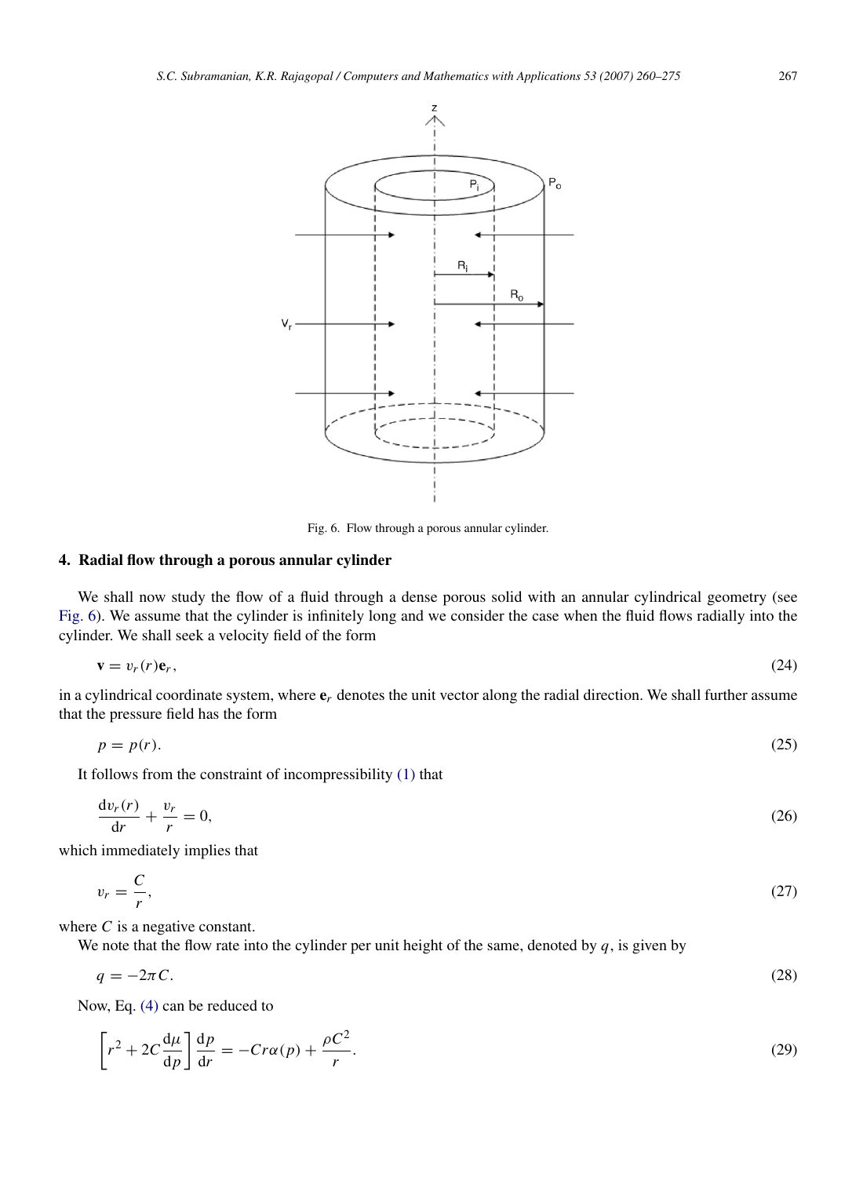Fig. 6. Flow through a porous annular cylinder.

## 4. Radial flow through a porous annular cylinder

We shall now study the flow of a fluid through a dense porous solid with an annular cylindrical geometry (see Fig. 6). We assume that the cylinder is infinitely long and we consider the case when the fluid flows radially into the cylinder. We shall seek a velocity field of the form

$$\mathbf{v} = v_r(r)\mathbf{e}_r, \tag{24}$$

in a cylindrical coordinate system, where $\mathbf{e}_r$ denotes the unit vector along the radial direction. We shall further assume that the pressure field has the form

$$p = p(r). \tag{25}$$

It follows from the constraint of incompressibility (1) that

$$\frac{\mathrm{d}v_r(r)}{\mathrm{d}r} + \frac{v_r}{r} = 0, \tag{26}$$

which immediately implies that

$$v_r = \frac{C}{r}, \tag{27}$$

where $C$ is a negative constant.

We note that the flow rate into the cylinder per unit height of the same, denoted by $q$, is given by

$$q = -2\pi C. \tag{28}$$

Now, Eq. (4) can be reduced to

$$\left[r^2 + 2C\frac{\mathrm{d}\mu}{\mathrm{d}p}\right]\frac{\mathrm{d}p}{\mathrm{d}r} = -Cr\alpha(p) + \frac{\rho C^2}{r}. \tag{29}$$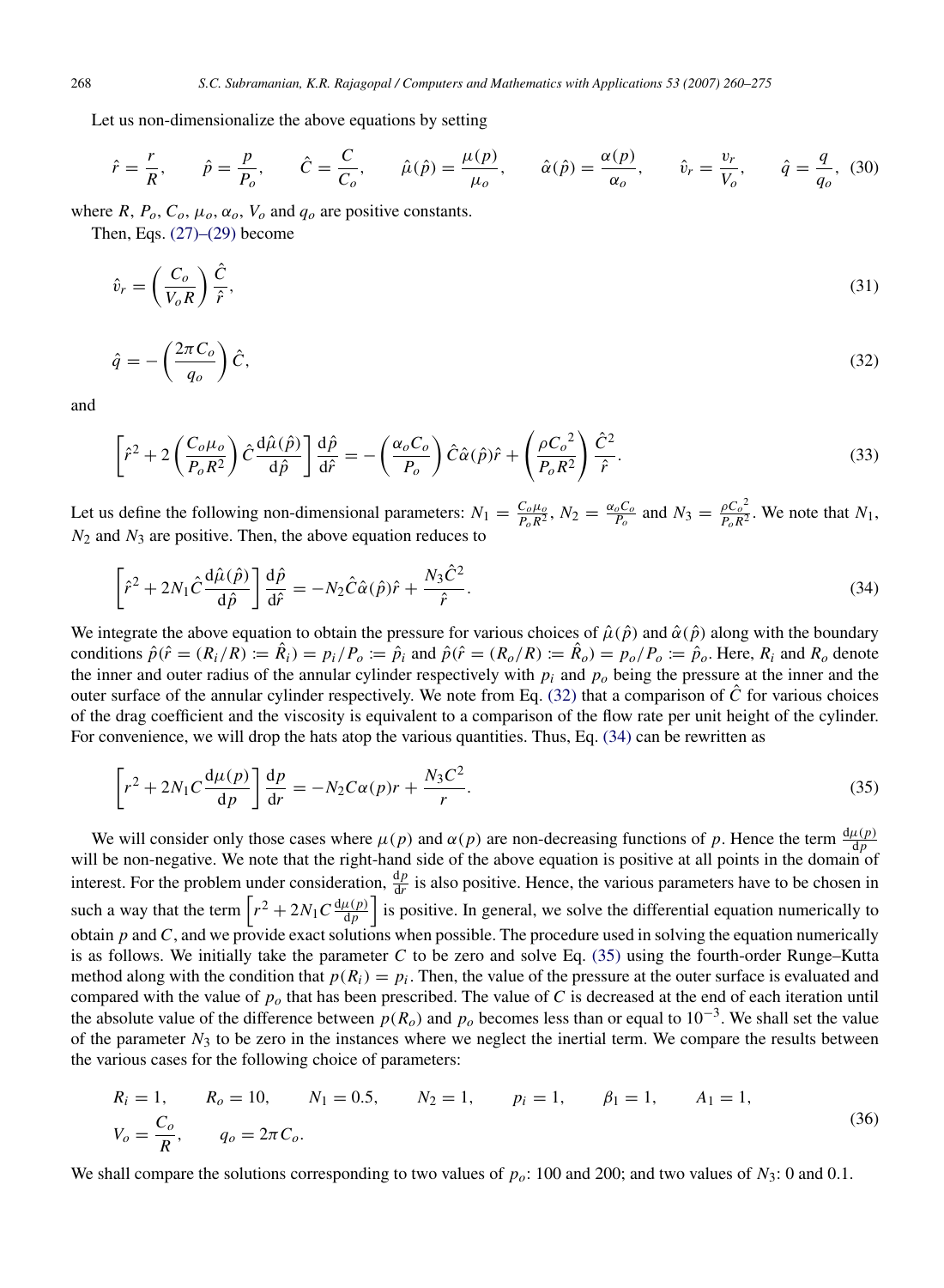Let us non-dimensionalize the above equations by setting

$$\hat{r} = \frac{r}{R}, \qquad \hat{p} = \frac{p}{P_o}, \qquad \hat{C} = \frac{C}{C_o}, \qquad \hat{\mu}(\hat{p}) = \frac{\mu(p)}{\mu_o}, \qquad \hat{\alpha}(\hat{p}) = \frac{\alpha(p)}{\alpha_o}, \qquad \hat{v}_r = \frac{v_r}{V_o}, \qquad \hat{q} = \frac{q}{q_o}, \tag{30}$$

where $R$, $P_o$, $C_o$, $\mu_o$, $\alpha_o$, $V_o$ and $q_o$ are positive constants.

Then, Eqs. (27)–(29) become

$$\hat{v}_r = \left(\frac{C_o}{V_o R}\right)\frac{\hat{C}}{\hat{r}}, \tag{31}$$

$$\hat{q} = -\left(\frac{2\pi C_o}{q_o}\right)\hat{C}, \tag{32}$$

and

$$\left[\hat{r}^2 + 2\left(\frac{C_o\mu_o}{P_o R^2}\right)\hat{C}\frac{\mathrm{d}\hat{\mu}(\hat{p})}{\mathrm{d}\hat{p}}\right]\frac{\mathrm{d}\hat{p}}{\mathrm{d}\hat{r}} = -\left(\frac{\alpha_o C_o}{P_o}\right)\hat{C}\hat{\alpha}(\hat{p})\hat{r} + \left(\frac{\rho {C_o}^2}{P_o R^2}\right)\frac{\hat{C}^2}{\hat{r}}. \tag{33}$$

Let us define the following non-dimensional parameters: $N_1 = \frac{C_o\mu_o}{P_o R^2}$, $N_2 = \frac{\alpha_o C_o}{P_o}$ and $N_3 = \frac{\rho {C_o}^2}{P_o R^2}$. We note that $N_1$, $N_2$ and $N_3$ are positive. Then, the above equation reduces to

$$\left[\hat{r}^2 + 2N_1\hat{C}\frac{\mathrm{d}\hat{\mu}(\hat{p})}{\mathrm{d}\hat{p}}\right]\frac{\mathrm{d}\hat{p}}{\mathrm{d}\hat{r}} = -N_2\hat{C}\hat{\alpha}(\hat{p})\hat{r} + \frac{N_3\hat{C}^2}{\hat{r}}. \tag{34}$$

We integrate the above equation to obtain the pressure for various choices of $\hat{\mu}(\hat{p})$ and $\hat{\alpha}(\hat{p})$ along with the boundary conditions $\hat{p}(\hat{r} = (R_i/R) := \hat{R}_i) = p_i/P_o := \hat{p}_i$ and $\hat{p}(\hat{r} = (R_o/R) := \hat{R}_o) = p_o/P_o := \hat{p}_o$. Here, $R_i$ and $R_o$ denote the inner and outer radius of the annular cylinder respectively with $p_i$ and $p_o$ being the pressure at the inner and the outer surface of the annular cylinder respectively. We note from Eq. (32) that a comparison of $\hat{C}$ for various choices of the drag coefficient and the viscosity is equivalent to a comparison of the flow rate per unit height of the cylinder. For convenience, we will drop the hats atop the various quantities. Thus, Eq. (34) can be rewritten as

$$\left[r^2 + 2N_1 C\frac{\mathrm{d}\mu(p)}{\mathrm{d}p}\right]\frac{\mathrm{d}p}{\mathrm{d}r} = -N_2 C\alpha(p)r + \frac{N_3 C^2}{r}. \tag{35}$$

We will consider only those cases where $\mu(p)$ and $\alpha(p)$ are non-decreasing functions of $p$. Hence the term $\frac{\mathrm{d}\mu(p)}{\mathrm{d}p}$ will be non-negative. We note that the right-hand side of the above equation is positive at all points in the domain of interest. For the problem under consideration, $\frac{\mathrm{d}p}{\mathrm{d}r}$ is also positive. Hence, the various parameters have to be chosen in such a way that the term $\left[r^2 + 2N_1 C\frac{\mathrm{d}\mu(p)}{\mathrm{d}p}\right]$ is positive. In general, we solve the differential equation numerically to obtain $p$ and $C$, and we provide exact solutions when possible. The procedure used in solving the equation numerically is as follows. We initially take the parameter $C$ to be zero and solve Eq. (35) using the fourth-order Runge–Kutta method along with the condition that $p(R_i) = p_i$. Then, the value of the pressure at the outer surface is evaluated and compared with the value of $p_o$ that has been prescribed. The value of $C$ is decreased at the end of each iteration until the absolute value of the difference between $p(R_o)$ and $p_o$ becomes less than or equal to $10^{-3}$. We shall set the value of the parameter $N_3$ to be zero in the instances where we neglect the inertial term. We compare the results between the various cases for the following choice of parameters:

$$\begin{aligned}
&R_i = 1, \qquad R_o = 10, \qquad N_1 = 0.5, \qquad N_2 = 1, \qquad p_i = 1, \qquad \beta_1 = 1, \qquad A_1 = 1, \\
&V_o = \frac{C_o}{R}, \qquad q_o = 2\pi C_o.
\end{aligned} \tag{36}$$

We shall compare the solutions corresponding to two values of $p_o$: 100 and 200; and two values of $N_3$: 0 and 0.1.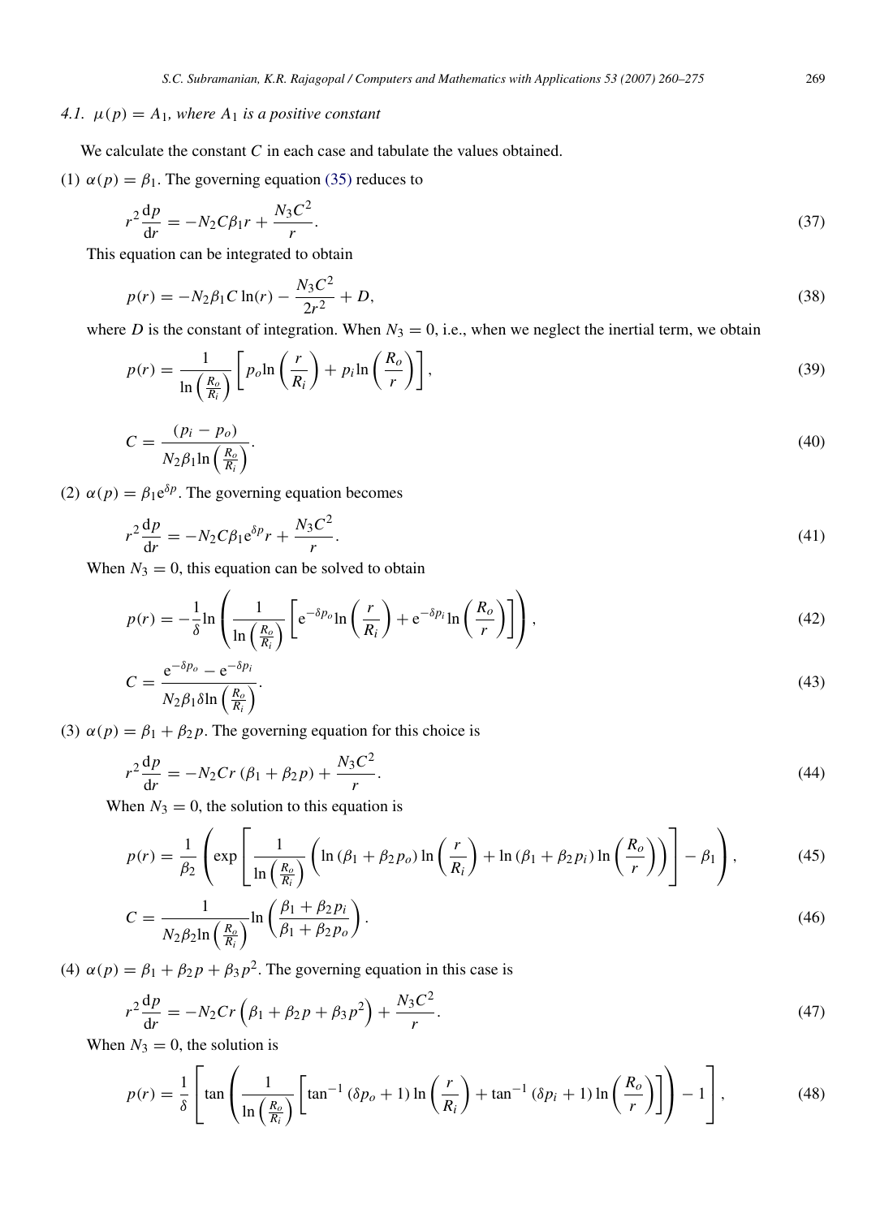### 4.1. $\mu(p) = A_1$, where $A_1$ is a positive constant

We calculate the constant $C$ in each case and tabulate the values obtained.

(1) $\alpha(p) = \beta_1$. The governing equation (35) reduces to

$$r^2 \frac{\mathrm{d}p}{\mathrm{d}r} = -N_2 C \beta_1 r + \frac{N_3 C^2}{r}. \tag{37}$$

This equation can be integrated to obtain

$$p(r) = -N_2 \beta_1 C \ln(r) - \frac{N_3 C^2}{2r^2} + D, \tag{38}$$

where $D$ is the constant of integration. When $N_3 = 0$, i.e., when we neglect the inertial term, we obtain

$$p(r) = \frac{1}{\ln\left(\frac{R_o}{R_i}\right)} \left[ p_o \ln\left(\frac{r}{R_i}\right) + p_i \ln\left(\frac{R_o}{r}\right) \right], \tag{39}$$

$$C = \frac{(p_i - p_o)}{N_2 \beta_1 \ln\left(\frac{R_o}{R_i}\right)}. \tag{40}$$

(2) $\alpha(p) = \beta_1 \mathrm{e}^{\delta p}$. The governing equation becomes

$$r^2 \frac{\mathrm{d}p}{\mathrm{d}r} = -N_2 C \beta_1 \mathrm{e}^{\delta p} r + \frac{N_3 C^2}{r}. \tag{41}$$

When $N_3 = 0$, this equation can be solved to obtain

$$p(r) = -\frac{1}{\delta} \ln\left( \frac{1}{\ln\left(\frac{R_o}{R_i}\right)} \left[ \mathrm{e}^{-\delta p_o} \ln\left(\frac{r}{R_i}\right) + \mathrm{e}^{-\delta p_i} \ln\left(\frac{R_o}{r}\right) \right] \right), \tag{42}$$

$$C = \frac{\mathrm{e}^{-\delta p_o} - \mathrm{e}^{-\delta p_i}}{N_2 \beta_1 \delta \ln\left(\frac{R_o}{R_i}\right)}. \tag{43}$$

(3) $\alpha(p) = \beta_1 + \beta_2 p$. The governing equation for this choice is

$$r^2 \frac{\mathrm{d}p}{\mathrm{d}r} = -N_2 C r \left(\beta_1 + \beta_2 p\right) + \frac{N_3 C^2}{r}. \tag{44}$$

When $N_3 = 0$, the solution to this equation is

$$p(r) = \frac{1}{\beta_2} \left( \exp\left[ \frac{1}{\ln\left(\frac{R_o}{R_i}\right)} \left( \ln\left(\beta_1 + \beta_2 p_o\right) \ln\left(\frac{r}{R_i}\right) + \ln\left(\beta_1 + \beta_2 p_i\right) \ln\left(\frac{R_o}{r}\right) \right) \right] - \beta_1 \right), \tag{45}$$

$$C = \frac{1}{N_2 \beta_2 \ln\left(\frac{R_o}{R_i}\right)} \ln\left( \frac{\beta_1 + \beta_2 p_i}{\beta_1 + \beta_2 p_o} \right). \tag{46}$$

(4) $\alpha(p) = \beta_1 + \beta_2 p + \beta_3 p^2$. The governing equation in this case is

$$r^2 \frac{\mathrm{d}p}{\mathrm{d}r} = -N_2 C r \left(\beta_1 + \beta_2 p + \beta_3 p^2\right) + \frac{N_3 C^2}{r}. \tag{47}$$

When $N_3 = 0$, the solution is

$$p(r) = \frac{1}{\delta} \left[ \tan\left( \frac{1}{\ln\left(\frac{R_o}{R_i}\right)} \left[ \tan^{-1}\left(\delta p_o + 1\right) \ln\left(\frac{r}{R_i}\right) + \tan^{-1}\left(\delta p_i + 1\right) \ln\left(\frac{R_o}{r}\right) \right] \right) - 1 \right], \tag{48}$$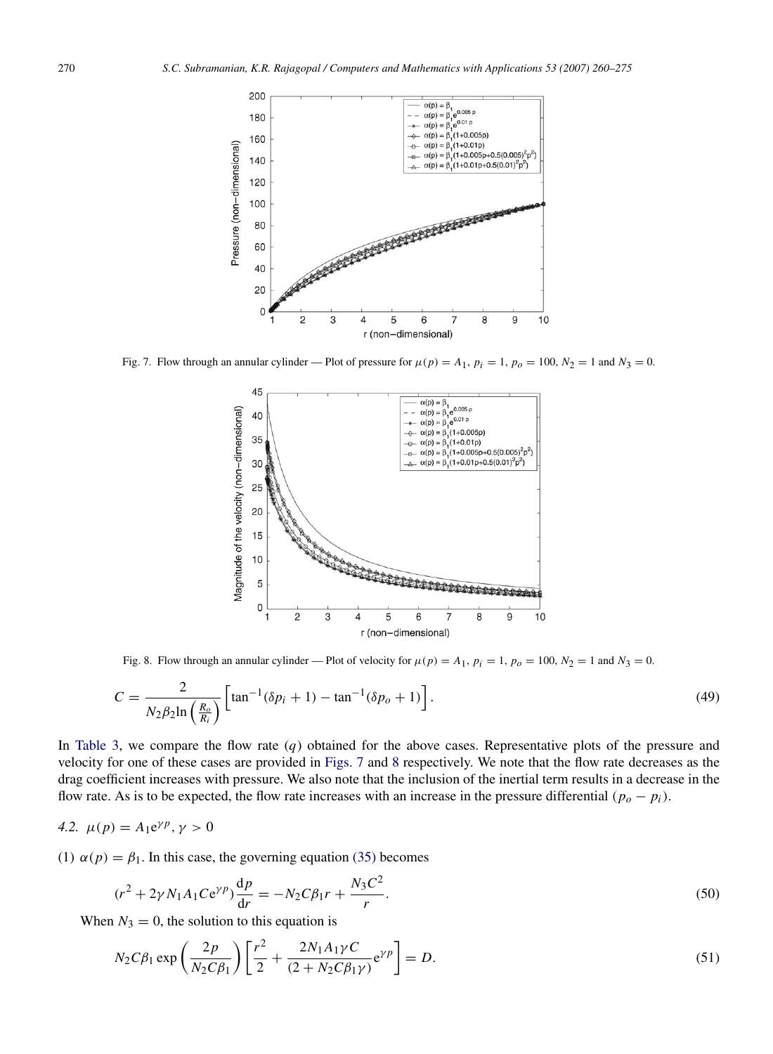Fig. 7. Flow through an annular cylinder — Plot of pressure for $\mu(p) = A_1$, $p_i = 1$, $p_o = 100$, $N_2 = 1$ and $N_3 = 0$.

Fig. 8. Flow through an annular cylinder — Plot of velocity for $\mu(p) = A_1$, $p_i = 1$, $p_o = 100$, $N_2 = 1$ and $N_3 = 0$.

$$C = \frac{2}{N_2 \beta_2 \ln\left(\frac{R_o}{R_i}\right)} \left[\tan^{-1}(\delta p_i + 1) - \tan^{-1}(\delta p_o + 1)\right]. \tag{49}$$

In Table 3, we compare the flow rate ($q$) obtained for the above cases. Representative plots of the pressure and velocity for one of these cases are provided in Figs. 7 and 8 respectively. We note that the flow rate decreases as the drag coefficient increases with pressure. We also note that the inclusion of the inertial term results in a decrease in the flow rate. As is to be expected, the flow rate increases with an increase in the pressure differential $(p_o - p_i)$.

### 4.2. $\mu(p) = A_1 e^{\gamma p}, \gamma > 0$

(1) $\alpha(p) = \beta_1$. In this case, the governing equation (35) becomes

$$(r^2 + 2\gamma N_1 A_1 C e^{\gamma p}) \frac{dp}{dr} = -N_2 C \beta_1 r + \frac{N_3 C^2}{r}. \tag{50}$$

When $N_3 = 0$, the solution to this equation is

$$N_2 C \beta_1 \exp\left(\frac{2p}{N_2 C \beta_1}\right) \left[\frac{r^2}{2} + \frac{2 N_1 A_1 \gamma C}{(2 + N_2 C \beta_1 \gamma)} e^{\gamma p}\right] = D. \tag{51}$$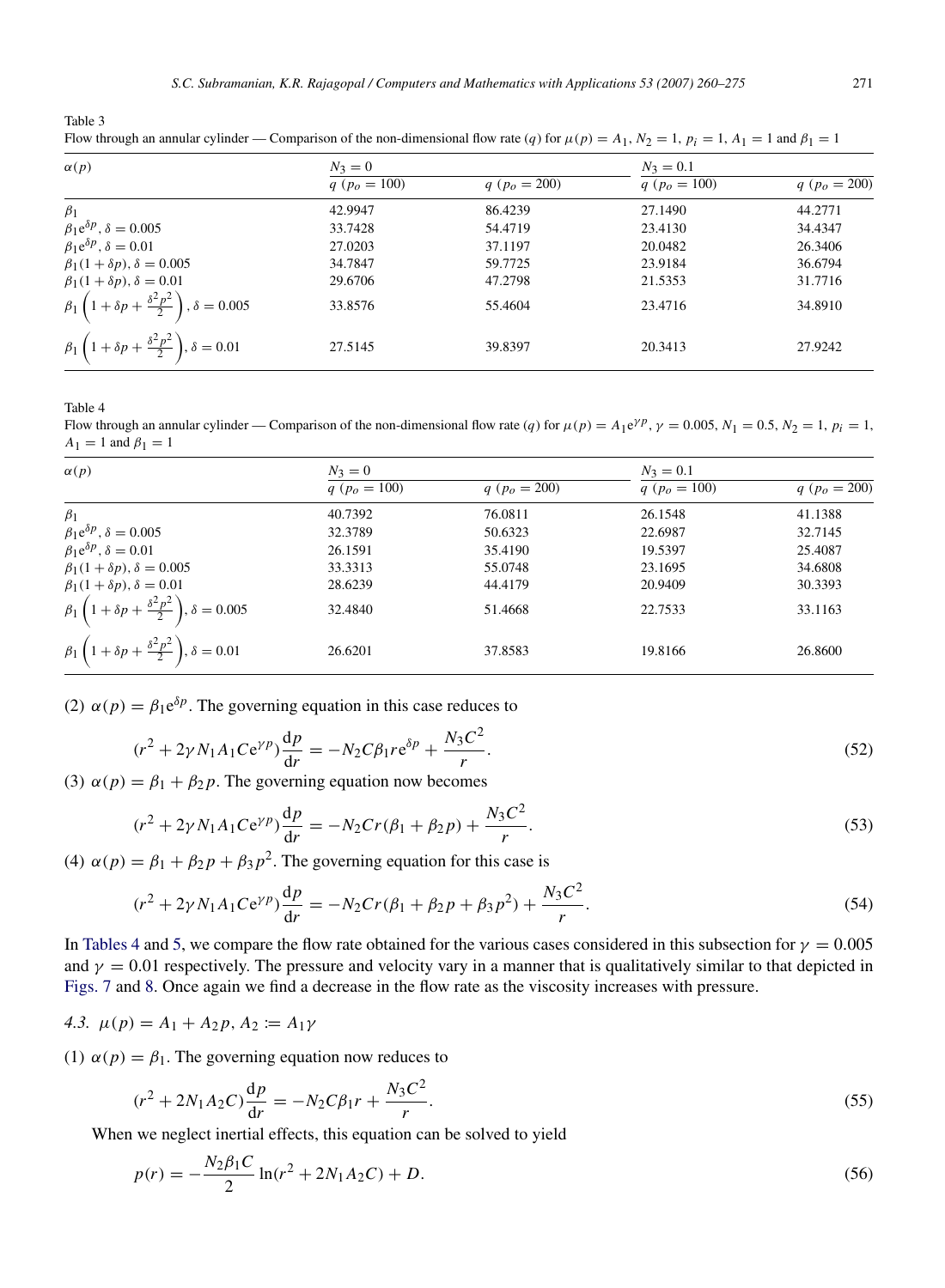Table 3
Flow through an annular cylinder — Comparison of the non-dimensional flow rate ($q$) for $\mu(p) = A_1$, $N_2 = 1$, $p_i = 1$, $A_1 = 1$ and $\beta_1 = 1$

| $\alpha(p)$ | $N_3 = 0$ | | $N_3 = 0.1$ | |
|---|---|---|---|---|
| | $q$ ($p_o = 100$) | $q$ ($p_o = 200$) | $q$ ($p_o = 100$) | $q$ ($p_o = 200$) |
| $\beta_1$ | 42.9947 | 86.4239 | 27.1490 | 44.2771 |
| $\beta_1 e^{\delta p}$, $\delta = 0.005$ | 33.7428 | 54.4719 | 23.4130 | 34.4347 |
| $\beta_1 e^{\delta p}$, $\delta = 0.01$ | 27.0203 | 37.1197 | 20.0482 | 26.3406 |
| $\beta_1(1 + \delta p)$, $\delta = 0.005$ | 34.7847 | 59.7725 | 23.9184 | 36.6794 |
| $\beta_1(1 + \delta p)$, $\delta = 0.01$ | 29.6706 | 47.2798 | 21.5353 | 31.7716 |
| $\beta_1\left(1 + \delta p + \frac{\delta^2 p^2}{2}\right)$, $\delta = 0.005$ | 33.8576 | 55.4604 | 23.4716 | 34.8910 |
| $\beta_1\left(1 + \delta p + \frac{\delta^2 p^2}{2}\right)$, $\delta = 0.01$ | 27.5145 | 39.8397 | 20.3413 | 27.9242 |

Table 4
Flow through an annular cylinder — Comparison of the non-dimensional flow rate ($q$) for $\mu(p) = A_1 e^{\gamma p}$, $\gamma = 0.005$, $N_1 = 0.5$, $N_2 = 1$, $p_i = 1$, $A_1 = 1$ and $\beta_1 = 1$

| $\alpha(p)$ | $N_3 = 0$ | | $N_3 = 0.1$ | |
|---|---|---|---|---|
| | $q$ ($p_o = 100$) | $q$ ($p_o = 200$) | $q$ ($p_o = 100$) | $q$ ($p_o = 200$) |
| $\beta_1$ | 40.7392 | 76.0811 | 26.1548 | 41.1388 |
| $\beta_1 e^{\delta p}$, $\delta = 0.005$ | 32.3789 | 50.6323 | 22.6987 | 32.7145 |
| $\beta_1 e^{\delta p}$, $\delta = 0.01$ | 26.1591 | 35.4190 | 19.5397 | 25.4087 |
| $\beta_1(1 + \delta p)$, $\delta = 0.005$ | 33.3313 | 55.0748 | 23.1695 | 34.6808 |
| $\beta_1(1 + \delta p)$, $\delta = 0.01$ | 28.6239 | 44.4179 | 20.9409 | 30.3393 |
| $\beta_1\left(1 + \delta p + \frac{\delta^2 p^2}{2}\right)$, $\delta = 0.005$ | 32.4840 | 51.4668 | 22.7533 | 33.1163 |
| $\beta_1\left(1 + \delta p + \frac{\delta^2 p^2}{2}\right)$, $\delta = 0.01$ | 26.6201 | 37.8583 | 19.8166 | 26.8600 |

(2) $\alpha(p) = \beta_1 e^{\delta p}$. The governing equation in this case reduces to

$$(r^2 + 2\gamma N_1 A_1 C e^{\gamma p})\frac{dp}{dr} = -N_2 C \beta_1 r e^{\delta p} + \frac{N_3 C^2}{r}. \tag{52}$$

(3) $\alpha(p) = \beta_1 + \beta_2 p$. The governing equation now becomes

$$(r^2 + 2\gamma N_1 A_1 C e^{\gamma p})\frac{dp}{dr} = -N_2 C r(\beta_1 + \beta_2 p) + \frac{N_3 C^2}{r}. \tag{53}$$

(4) $\alpha(p) = \beta_1 + \beta_2 p + \beta_3 p^2$. The governing equation for this case is

$$(r^2 + 2\gamma N_1 A_1 C e^{\gamma p})\frac{dp}{dr} = -N_2 C r(\beta_1 + \beta_2 p + \beta_3 p^2) + \frac{N_3 C^2}{r}. \tag{54}$$

In Tables 4 and 5, we compare the flow rate obtained for the various cases considered in this subsection for $\gamma = 0.005$ and $\gamma = 0.01$ respectively. The pressure and velocity vary in a manner that is qualitatively similar to that depicted in Figs. 7 and 8. Once again we find a decrease in the flow rate as the viscosity increases with pressure.

### 4.3. $\mu(p) = A_1 + A_2 p$, $A_2 := A_1\gamma$

(1) $\alpha(p) = \beta_1$. The governing equation now reduces to

$$(r^2 + 2N_1 A_2 C)\frac{dp}{dr} = -N_2 C \beta_1 r + \frac{N_3 C^2}{r}. \tag{55}$$

When we neglect inertial effects, this equation can be solved to yield

$$p(r) = -\frac{N_2 \beta_1 C}{2}\ln(r^2 + 2N_1 A_2 C) + D. \tag{56}$$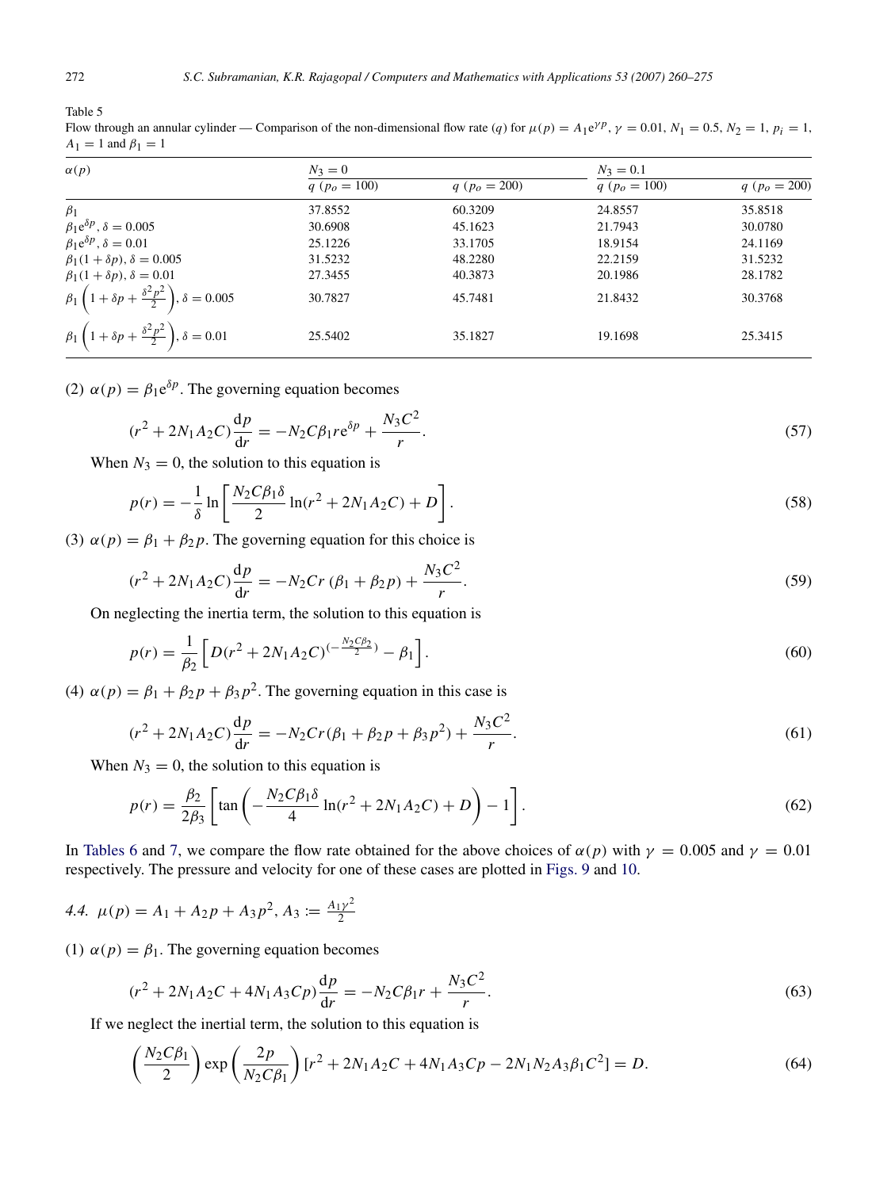Table 5
Flow through an annular cylinder — Comparison of the non-dimensional flow rate ($q$) for $\mu(p) = A_1 e^{\gamma p}$, $\gamma = 0.01$, $N_1 = 0.5$, $N_2 = 1$, $p_i = 1$, $A_1 = 1$ and $\beta_1 = 1$

| $\alpha(p)$ | $N_3 = 0$ | | $N_3 = 0.1$ | |
|---|---|---|---|---|
| | $q$ ($p_o = 100$) | $q$ ($p_o = 200$) | $q$ ($p_o = 100$) | $q$ ($p_o = 200$) |
| $\beta_1$ | 37.8552 | 60.3209 | 24.8557 | 35.8518 |
| $\beta_1 e^{\delta p}$, $\delta = 0.005$ | 30.6908 | 45.1623 | 21.7943 | 30.0780 |
| $\beta_1 e^{\delta p}$, $\delta = 0.01$ | 25.1226 | 33.1705 | 18.9154 | 24.1169 |
| $\beta_1(1 + \delta p)$, $\delta = 0.005$ | 31.5232 | 48.2280 | 22.2159 | 31.5232 |
| $\beta_1(1 + \delta p)$, $\delta = 0.01$ | 27.3455 | 40.3873 | 20.1986 | 28.1782 |
| $\beta_1\left(1 + \delta p + \frac{\delta^2 p^2}{2}\right)$, $\delta = 0.005$ | 30.7827 | 45.7481 | 21.8432 | 30.3768 |
| $\beta_1\left(1 + \delta p + \frac{\delta^2 p^2}{2}\right)$, $\delta = 0.01$ | 25.5402 | 35.1827 | 19.1698 | 25.3415 |

(2) $\alpha(p) = \beta_1 e^{\delta p}$. The governing equation becomes

$$(r^2 + 2N_1 A_2 C)\frac{dp}{dr} = -N_2 C \beta_1 r e^{\delta p} + \frac{N_3 C^2}{r}. \tag{57}$$

When $N_3 = 0$, the solution to this equation is

$$p(r) = -\frac{1}{\delta}\ln\left[\frac{N_2 C \beta_1 \delta}{2}\ln(r^2 + 2N_1 A_2 C) + D\right]. \tag{58}$$

(3) $\alpha(p) = \beta_1 + \beta_2 p$. The governing equation for this choice is

$$(r^2 + 2N_1 A_2 C)\frac{dp}{dr} = -N_2 C r\,(\beta_1 + \beta_2 p) + \frac{N_3 C^2}{r}. \tag{59}$$

On neglecting the inertia term, the solution to this equation is

$$p(r) = \frac{1}{\beta_2}\left[D(r^2 + 2N_1 A_2 C)^{(-\frac{N_2 C \beta_2}{2})} - \beta_1\right]. \tag{60}$$

(4) $\alpha(p) = \beta_1 + \beta_2 p + \beta_3 p^2$. The governing equation in this case is

$$(r^2 + 2N_1 A_2 C)\frac{dp}{dr} = -N_2 C r(\beta_1 + \beta_2 p + \beta_3 p^2) + \frac{N_3 C^2}{r}. \tag{61}$$

When $N_3 = 0$, the solution to this equation is

$$p(r) = \frac{\beta_2}{2\beta_3}\left[\tan\left(-\frac{N_2 C \beta_1 \delta}{4}\ln(r^2 + 2N_1 A_2 C) + D\right) - 1\right]. \tag{62}$$

In Tables 6 and 7, we compare the flow rate obtained for the above choices of $\alpha(p)$ with $\gamma = 0.005$ and $\gamma = 0.01$ respectively. The pressure and velocity for one of these cases are plotted in Figs. 9 and 10.

### 4.4. $\mu(p) = A_1 + A_2 p + A_3 p^2$, $A_3 := \frac{A_1 \gamma^2}{2}$

(1) $\alpha(p) = \beta_1$. The governing equation becomes

$$(r^2 + 2N_1 A_2 C + 4N_1 A_3 C p)\frac{dp}{dr} = -N_2 C \beta_1 r + \frac{N_3 C^2}{r}. \tag{63}$$

If we neglect the inertial term, the solution to this equation is

$$\left(\frac{N_2 C \beta_1}{2}\right)\exp\left(\frac{2p}{N_2 C \beta_1}\right)[r^2 + 2N_1 A_2 C + 4N_1 A_3 C p - 2N_1 N_2 A_3 \beta_1 C^2] = D. \tag{64}$$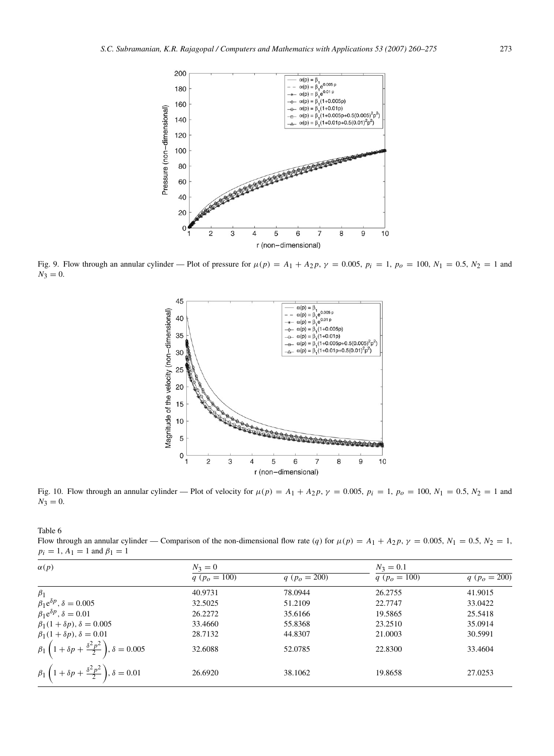Fig. 9. Flow through an annular cylinder — Plot of pressure for $\mu(p) = A_1 + A_2 p$, $\gamma = 0.005$, $p_i = 1$, $p_o = 100$, $N_1 = 0.5$, $N_2 = 1$ and $N_3 = 0$.

Fig. 10. Flow through an annular cylinder — Plot of velocity for $\mu(p) = A_1 + A_2 p$, $\gamma = 0.005$, $p_i = 1$, $p_o = 100$, $N_1 = 0.5$, $N_2 = 1$ and $N_3 = 0$.

Table 6

Flow through an annular cylinder — Comparison of the non-dimensional flow rate ($q$) for $\mu(p) = A_1 + A_2 p$, $\gamma = 0.005$, $N_1 = 0.5$, $N_2 = 1$, $p_i = 1$, $A_1 = 1$ and $\beta_1 = 1$

| $\alpha(p)$ | $N_3 = 0$ | | $N_3 = 0.1$ | |
|---|---|---|---|---|
| | $q$ ($p_o = 100$) | $q$ ($p_o = 200$) | $q$ ($p_o = 100$) | $q$ ($p_o = 200$) |
| $\beta_1$ | 40.9731 | 78.0944 | 26.2755 | 41.9015 |
| $\beta_1 e^{\delta p}$, $\delta = 0.005$ | 32.5025 | 51.2109 | 22.7747 | 33.0422 |
| $\beta_1 e^{\delta p}$, $\delta = 0.01$ | 26.2272 | 35.6166 | 19.5865 | 25.5418 |
| $\beta_1(1 + \delta p)$, $\delta = 0.005$ | 33.4660 | 55.8368 | 23.2510 | 35.0914 |
| $\beta_1(1 + \delta p)$, $\delta = 0.01$ | 28.7132 | 44.8307 | 21.0003 | 30.5991 |
| $\beta_1\left(1 + \delta p + \frac{\delta^2 p^2}{2}\right)$, $\delta = 0.005$ | 32.6088 | 52.0785 | 22.8300 | 33.4604 |
| $\beta_1\left(1 + \delta p + \frac{\delta^2 p^2}{2}\right)$, $\delta = 0.01$ | 26.6920 | 38.1062 | 19.8658 | 27.0253 |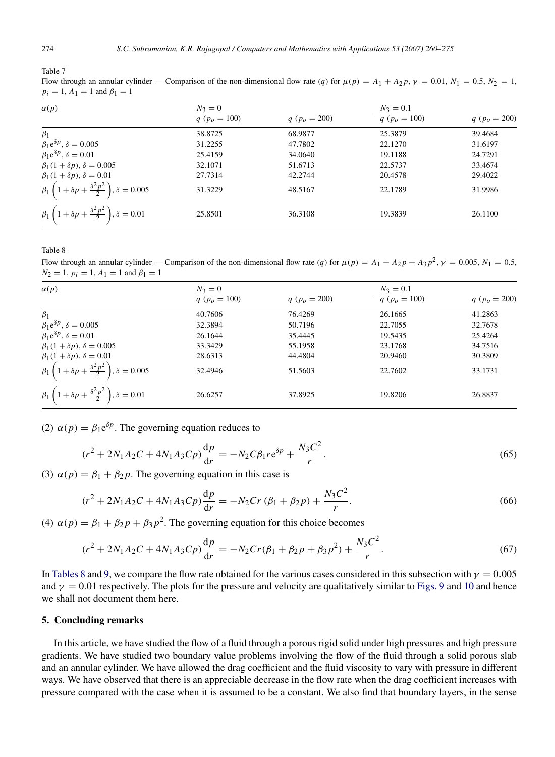Table 7

Flow through an annular cylinder — Comparison of the non-dimensional flow rate ($q$) for $\mu(p) = A_1 + A_2 p$, $\gamma = 0.01$, $N_1 = 0.5$, $N_2 = 1$, $p_i = 1$, $A_1 = 1$ and $\beta_1 = 1$

| $\alpha(p)$ | $N_3 = 0$ | | $N_3 = 0.1$ | |
|---|---|---|---|---|
| | $q$ ($p_o = 100$) | $q$ ($p_o = 200$) | $q$ ($p_o = 100$) | $q$ ($p_o = 200$) |
| $\beta_1$ | 38.8725 | 68.9877 | 25.3879 | 39.4684 |
| $\beta_1 e^{\delta p}$, $\delta = 0.005$ | 31.2255 | 47.7802 | 22.1270 | 31.6197 |
| $\beta_1 e^{\delta p}$, $\delta = 0.01$ | 25.4159 | 34.0640 | 19.1188 | 24.7291 |
| $\beta_1(1 + \delta p)$, $\delta = 0.005$ | 32.1071 | 51.6713 | 22.5737 | 33.4674 |
| $\beta_1(1 + \delta p)$, $\delta = 0.01$ | 27.7314 | 42.2744 | 20.4578 | 29.4022 |
| $\beta_1 \left(1 + \delta p + \frac{\delta^2 p^2}{2}\right)$, $\delta = 0.005$ | 31.3229 | 48.5167 | 22.1789 | 31.9986 |
| $\beta_1 \left(1 + \delta p + \frac{\delta^2 p^2}{2}\right)$, $\delta = 0.01$ | 25.8501 | 36.3108 | 19.3839 | 26.1100 |

Table 8

Flow through an annular cylinder — Comparison of the non-dimensional flow rate ($q$) for $\mu(p) = A_1 + A_2 p + A_3 p^2$, $\gamma = 0.005$, $N_1 = 0.5$, $N_2 = 1$, $p_i = 1$, $A_1 = 1$ and $\beta_1 = 1$

| $\alpha(p)$ | $N_3 = 0$ | | $N_3 = 0.1$ | |
|---|---|---|---|---|
| | $q$ ($p_o = 100$) | $q$ ($p_o = 200$) | $q$ ($p_o = 100$) | $q$ ($p_o = 200$) |
| $\beta_1$ | 40.7606 | 76.4269 | 26.1665 | 41.2863 |
| $\beta_1 e^{\delta p}$, $\delta = 0.005$ | 32.3894 | 50.7196 | 22.7055 | 32.7678 |
| $\beta_1 e^{\delta p}$, $\delta = 0.01$ | 26.1644 | 35.4445 | 19.5435 | 25.4264 |
| $\beta_1(1 + \delta p)$, $\delta = 0.005$ | 33.3429 | 55.1958 | 23.1768 | 34.7516 |
| $\beta_1(1 + \delta p)$, $\delta = 0.01$ | 28.6313 | 44.4804 | 20.9460 | 30.3809 |
| $\beta_1 \left(1 + \delta p + \frac{\delta^2 p^2}{2}\right)$, $\delta = 0.005$ | 32.4946 | 51.5603 | 22.7602 | 33.1731 |
| $\beta_1 \left(1 + \delta p + \frac{\delta^2 p^2}{2}\right)$, $\delta = 0.01$ | 26.6257 | 37.8925 | 19.8206 | 26.8837 |

(2) $\alpha(p) = \beta_1 e^{\delta p}$. The governing equation reduces to

$$(r^2 + 2N_1 A_2 C + 4N_1 A_3 C p)\frac{dp}{dr} = -N_2 C \beta_1 r e^{\delta p} + \frac{N_3 C^2}{r}. \tag{65}$$

(3) $\alpha(p) = \beta_1 + \beta_2 p$. The governing equation in this case is

$$(r^2 + 2N_1 A_2 C + 4N_1 A_3 C p)\frac{dp}{dr} = -N_2 C r\,(\beta_1 + \beta_2 p) + \frac{N_3 C^2}{r}. \tag{66}$$

(4) $\alpha(p) = \beta_1 + \beta_2 p + \beta_3 p^2$. The governing equation for this choice becomes

$$(r^2 + 2N_1 A_2 C + 4N_1 A_3 C p)\frac{dp}{dr} = -N_2 C r(\beta_1 + \beta_2 p + \beta_3 p^2) + \frac{N_3 C^2}{r}. \tag{67}$$

In Tables 8 and 9, we compare the flow rate obtained for the various cases considered in this subsection with $\gamma = 0.005$ and $\gamma = 0.01$ respectively. The plots for the pressure and velocity are qualitatively similar to Figs. 9 and 10 and hence we shall not document them here.

## 5. Concluding remarks

In this article, we have studied the flow of a fluid through a porous rigid solid under high pressures and high pressure gradients. We have studied two boundary value problems involving the flow of the fluid through a solid porous slab and an annular cylinder. We have allowed the drag coefficient and the fluid viscosity to vary with pressure in different ways. We have observed that there is an appreciable decrease in the flow rate when the drag coefficient increases with pressure compared with the case when it is assumed to be a constant. We also find that boundary layers, in the sense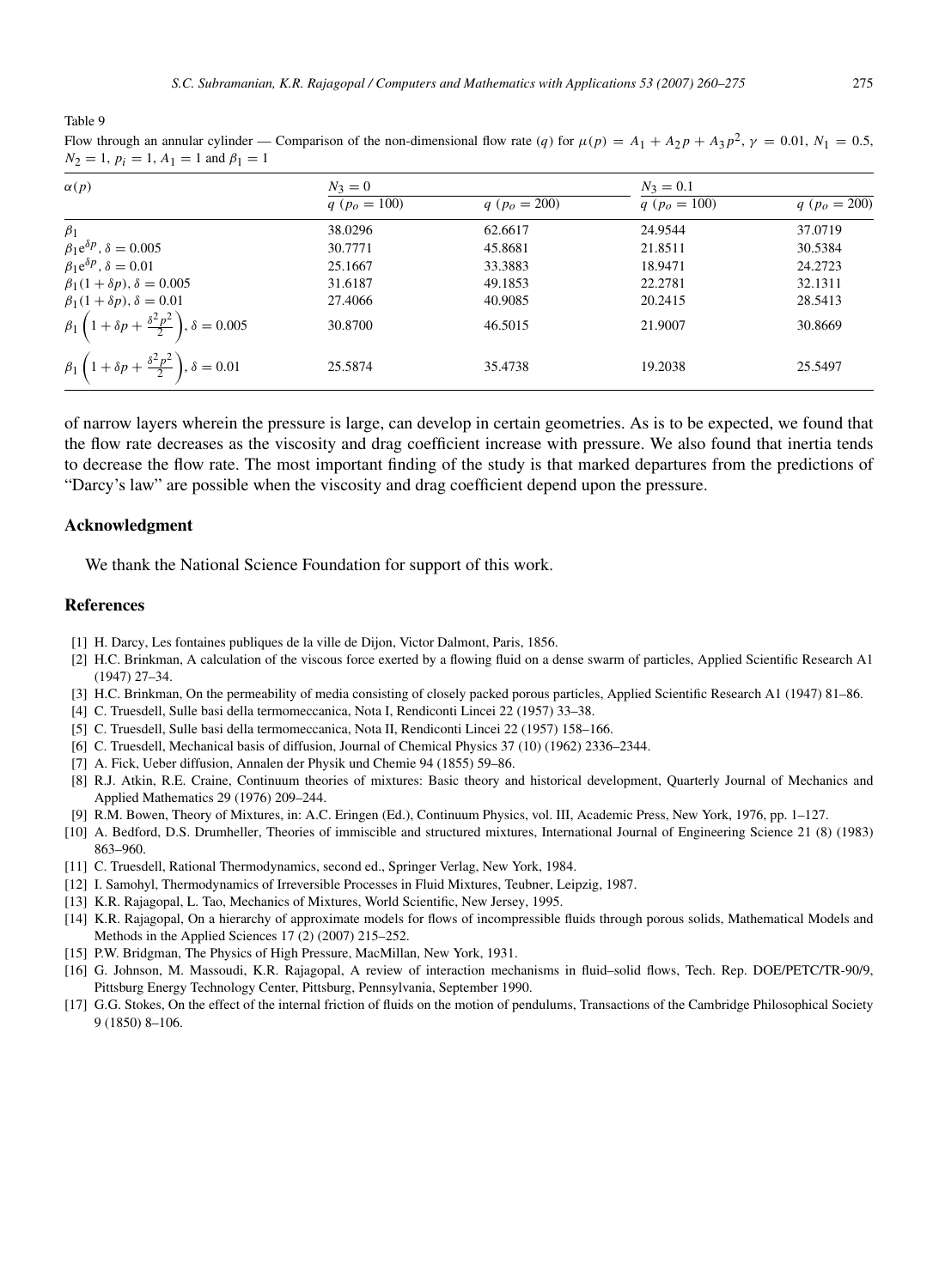Table 9

Flow through an annular cylinder — Comparison of the non-dimensional flow rate ($q$) for $\mu(p) = A_1 + A_2 p + A_3 p^2$, $\gamma = 0.01$, $N_1 = 0.5$, $N_2 = 1$, $p_i = 1$, $A_1 = 1$ and $\beta_1 = 1$

| $\alpha(p)$ | $N_3 = 0$ | | $N_3 = 0.1$ | |
|---|---|---|---|---|
| | $q$ ($p_o = 100$) | $q$ ($p_o = 200$) | $q$ ($p_o = 100$) | $q$ ($p_o = 200$) |
| $\beta_1$ | 38.0296 | 62.6617 | 24.9544 | 37.0719 |
| $\beta_1 e^{\delta p}$, $\delta = 0.005$ | 30.7771 | 45.8681 | 21.8511 | 30.5384 |
| $\beta_1 e^{\delta p}$, $\delta = 0.01$ | 25.1667 | 33.3883 | 18.9471 | 24.2723 |
| $\beta_1(1 + \delta p)$, $\delta = 0.005$ | 31.6187 | 49.1853 | 22.2781 | 32.1311 |
| $\beta_1(1 + \delta p)$, $\delta = 0.01$ | 27.4066 | 40.9085 | 20.2415 | 28.5413 |
| $\beta_1 \left(1 + \delta p + \frac{\delta^2 p^2}{2}\right)$, $\delta = 0.005$ | 30.8700 | 46.5015 | 21.9007 | 30.8669 |
| $\beta_1 \left(1 + \delta p + \frac{\delta^2 p^2}{2}\right)$, $\delta = 0.01$ | 25.5874 | 35.4738 | 19.2038 | 25.5497 |

of narrow layers wherein the pressure is large, can develop in certain geometries. As is to be expected, we found that the flow rate decreases as the viscosity and drag coefficient increase with pressure. We also found that inertia tends to decrease the flow rate. The most important finding of the study is that marked departures from the predictions of "Darcy's law" are possible when the viscosity and drag coefficient depend upon the pressure.

## Acknowledgment

We thank the National Science Foundation for support of this work.

## References

[1] H. Darcy, Les fontaines publiques de la ville de Dijon, Victor Dalmont, Paris, 1856.

[2] H.C. Brinkman, A calculation of the viscous force exerted by a flowing fluid on a dense swarm of particles, Applied Scientific Research A1 (1947) 27–34.

[3] H.C. Brinkman, On the permeability of media consisting of closely packed porous particles, Applied Scientific Research A1 (1947) 81–86.

[4] C. Truesdell, Sulle basi della termomeccanica, Nota I, Rendiconti Lincei 22 (1957) 33–38.

[5] C. Truesdell, Sulle basi della termomeccanica, Nota II, Rendiconti Lincei 22 (1957) 158–166.

[6] C. Truesdell, Mechanical basis of diffusion, Journal of Chemical Physics 37 (10) (1962) 2336–2344.

[7] A. Fick, Ueber diffusion, Annalen der Physik und Chemie 94 (1855) 59–86.

[8] R.J. Atkin, R.E. Craine, Continuum theories of mixtures: Basic theory and historical development, Quarterly Journal of Mechanics and Applied Mathematics 29 (1976) 209–244.

[9] R.M. Bowen, Theory of Mixtures, in: A.C. Eringen (Ed.), Continuum Physics, vol. III, Academic Press, New York, 1976, pp. 1–127.

[10] A. Bedford, D.S. Drumheller, Theories of immiscible and structured mixtures, International Journal of Engineering Science 21 (8) (1983) 863–960.

[11] C. Truesdell, Rational Thermodynamics, second ed., Springer Verlag, New York, 1984.

[12] I. Samohyl, Thermodynamics of Irreversible Processes in Fluid Mixtures, Teubner, Leipzig, 1987.

[13] K.R. Rajagopal, L. Tao, Mechanics of Mixtures, World Scientific, New Jersey, 1995.

[14] K.R. Rajagopal, On a hierarchy of approximate models for flows of incompressible fluids through porous solids, Mathematical Models and Methods in the Applied Sciences 17 (2) (2007) 215–252.

[15] P.W. Bridgman, The Physics of High Pressure, MacMillan, New York, 1931.

[16] G. Johnson, M. Massoudi, K.R. Rajagopal, A review of interaction mechanisms in fluid–solid flows, Tech. Rep. DOE/PETC/TR-90/9, Pittsburg Energy Technology Center, Pittsburg, Pennsylvania, September 1990.

[17] G.G. Stokes, On the effect of the internal friction of fluids on the motion of pendulums, Transactions of the Cambridge Philosophical Society 9 (1850) 8–106.